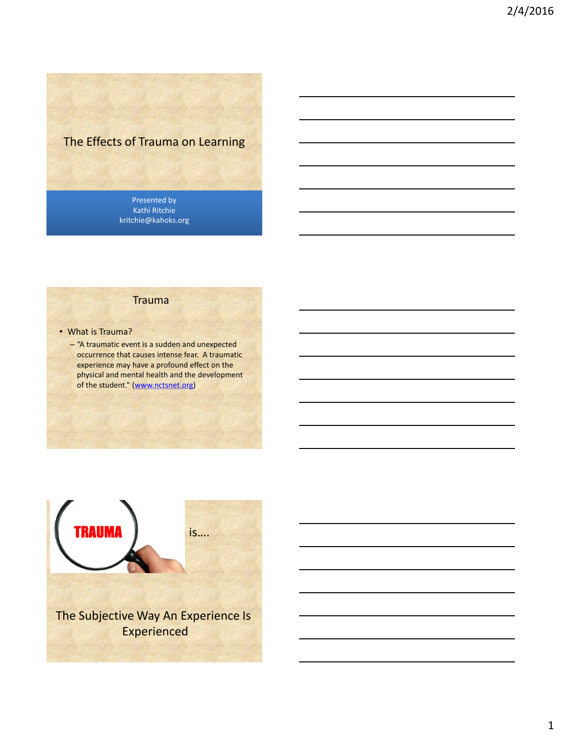# The Effects of Trauma on Learning

Presented by
Kathi Ritchie
kritchie@kahoks.org

## Trauma

- What is Trauma?
  - "A traumatic event is a sudden and unexpected occurrence that causes intense fear. A traumatic experience may have a profound effect on the physical and mental health and the development of the student." (www.nctsnet.org)

TRAUMA is....

The Subjective Way An Experience Is Experienced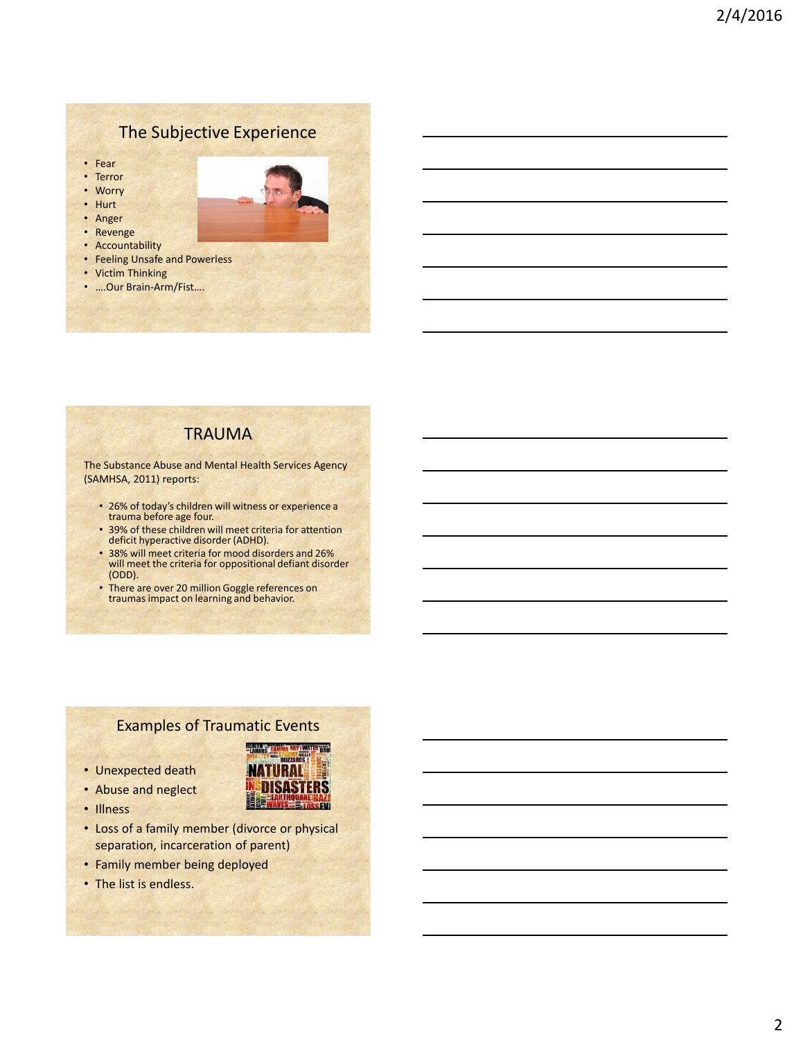## The Subjective Experience

- Fear
- Terror
- Worry
- Hurt
- Anger
- Revenge
- Accountability
- Feeling Unsafe and Powerless
- Victim Thinking
- ….Our Brain-Arm/Fist….

## TRAUMA

The Substance Abuse and Mental Health Services Agency (SAMHSA, 2011) reports:

- 26% of today's children will witness or experience a trauma before age four.
- 39% of these children will meet criteria for attention deficit hyperactive disorder (ADHD).
- 38% will meet criteria for mood disorders and 26% will meet the criteria for oppositional defiant disorder (ODD).
- There are over 20 million Goggle references on traumas impact on learning and behavior.

## Examples of Traumatic Events

- Unexpected death
- Abuse and neglect
- Illness
- Loss of a family member (divorce or physical separation, incarceration of parent)
- Family member being deployed
- The list is endless.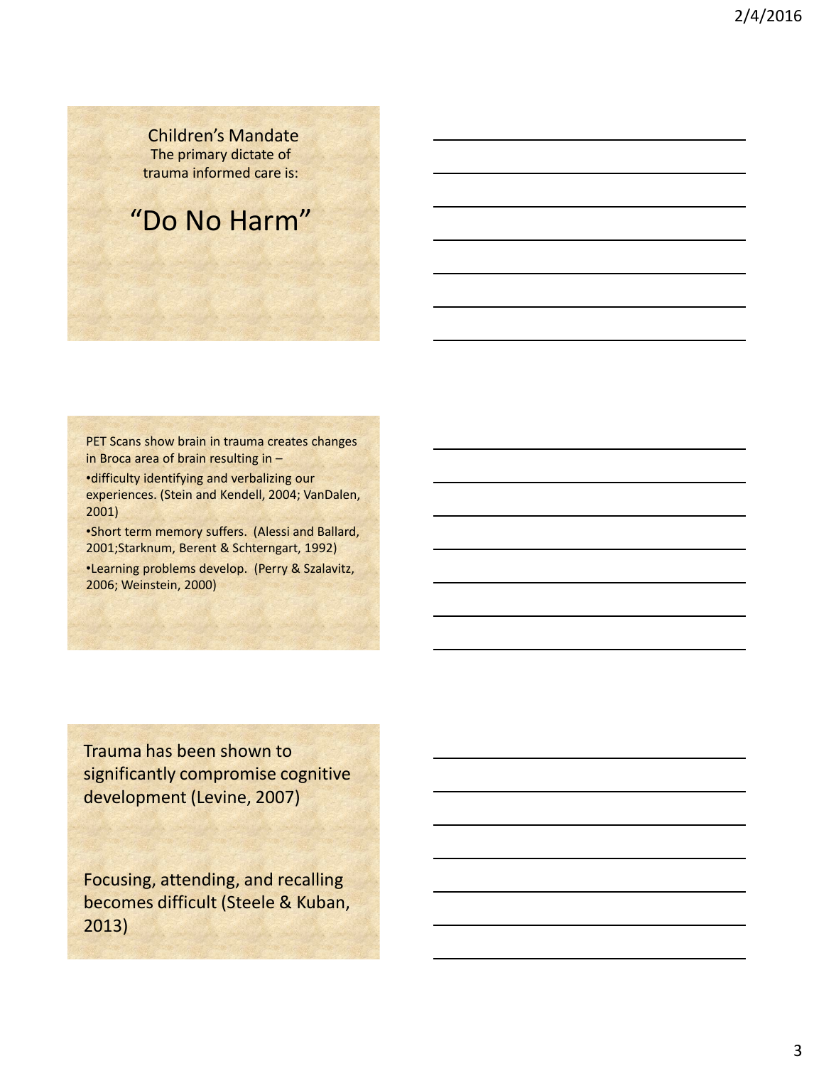## Children's Mandate

The primary dictate of trauma informed care is:

# "Do No Harm"

PET Scans show brain in trauma creates changes in Broca area of brain resulting in –

- difficulty identifying and verbalizing our experiences. (Stein and Kendell, 2004; VanDalen, 2001)
- Short term memory suffers. (Alessi and Ballard, 2001;Starknum, Berent & Schterngart, 1992)
- Learning problems develop. (Perry & Szalavitz, 2006; Weinstein, 2000)

Trauma has been shown to significantly compromise cognitive development (Levine, 2007)

Focusing, attending, and recalling becomes difficult (Steele & Kuban, 2013)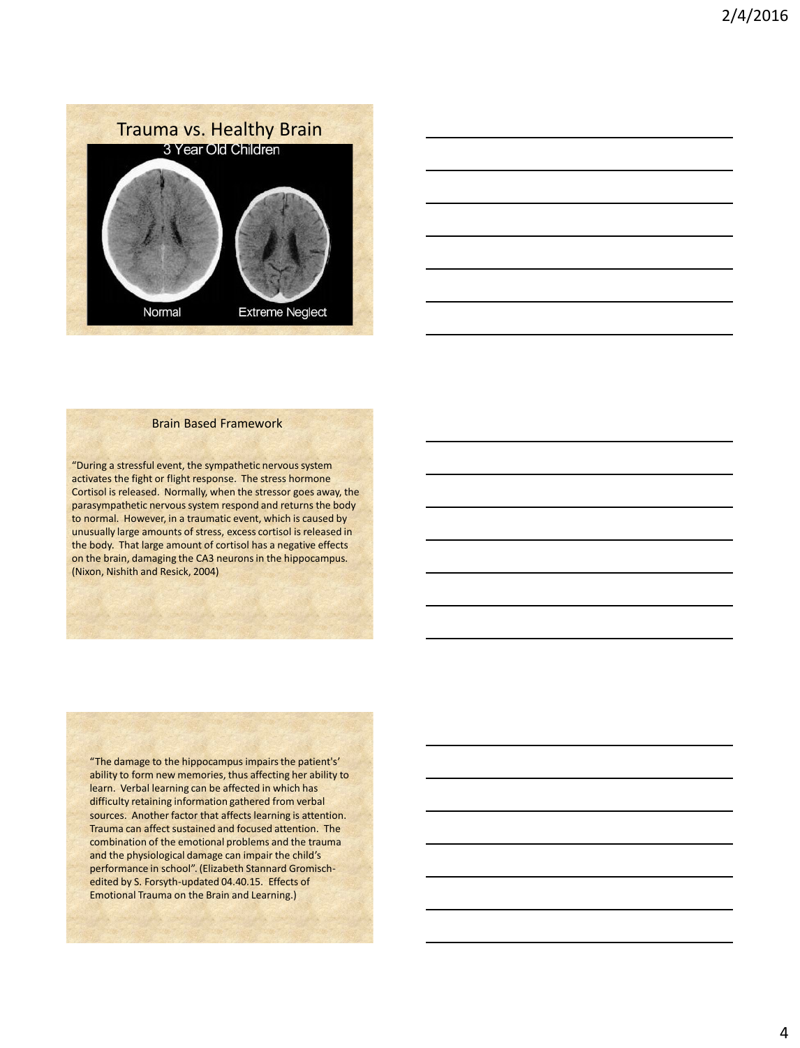## Trauma vs. Healthy Brain

3 Year Old Children

Normal

Extreme Neglect

## Brain Based Framework

"During a stressful event, the sympathetic nervous system activates the fight or flight response. The stress hormone Cortisol is released. Normally, when the stressor goes away, the parasympathetic nervous system respond and returns the body to normal. However, in a traumatic event, which is caused by unusually large amounts of stress, excess cortisol is released in the body. That large amount of cortisol has a negative effects on the brain, damaging the CA3 neurons in the hippocampus. (Nixon, Nishith and Resick, 2004)

"The damage to the hippocampus impairs the patient's' ability to form new memories, thus affecting her ability to learn. Verbal learning can be affected in which has difficulty retaining information gathered from verbal sources. Another factor that affects learning is attention. Trauma can affect sustained and focused attention. The combination of the emotional problems and the trauma and the physiological damage can impair the child's performance in school". (Elizabeth Stannard Gromisch-edited by S. Forsyth-updated 04.40.15. Effects of Emotional Trauma on the Brain and Learning.)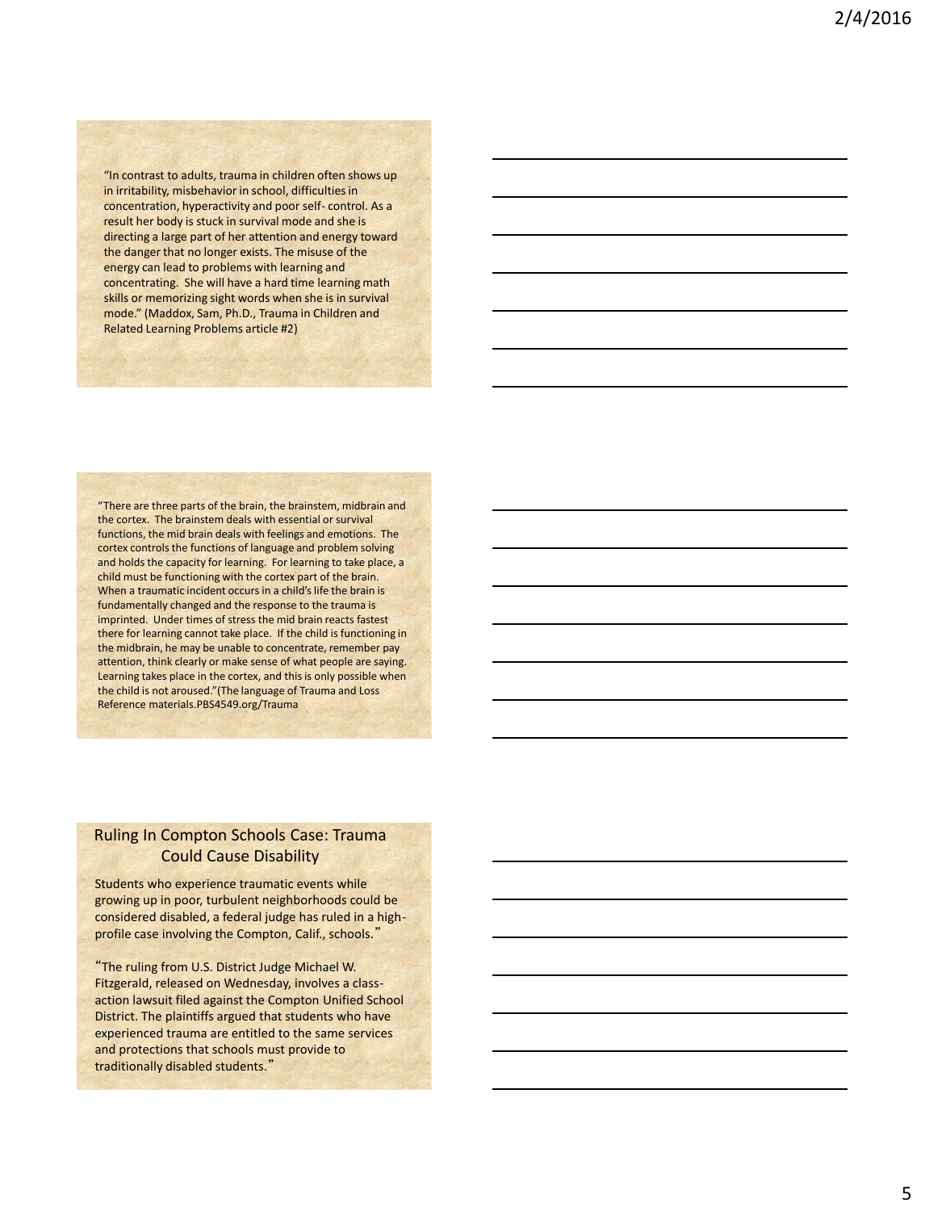"In contrast to adults, trauma in children often shows up in irritability, misbehavior in school, difficulties in concentration, hyperactivity and poor self- control. As a result her body is stuck in survival mode and she is directing a large part of her attention and energy toward the danger that no longer exists. The misuse of the energy can lead to problems with learning and concentrating. She will have a hard time learning math skills or memorizing sight words when she is in survival mode." (Maddox, Sam, Ph.D., Trauma in Children and Related Learning Problems article #2)

"There are three parts of the brain, the brainstem, midbrain and the cortex. The brainstem deals with essential or survival functions, the mid brain deals with feelings and emotions. The cortex controls the functions of language and problem solving and holds the capacity for learning. For learning to take place, a child must be functioning with the cortex part of the brain. When a traumatic incident occurs in a child's life the brain is fundamentally changed and the response to the trauma is imprinted. Under times of stress the mid brain reacts fastest there for learning cannot take place. If the child is functioning in the midbrain, he may be unable to concentrate, remember pay attention, think clearly or make sense of what people are saying. Learning takes place in the cortex, and this is only possible when the child is not aroused."(The language of Trauma and Loss Reference materials.PBS4549.org/Trauma

## Ruling In Compton Schools Case: Trauma Could Cause Disability

Students who experience traumatic events while growing up in poor, turbulent neighborhoods could be considered disabled, a federal judge has ruled in a high-profile case involving the Compton, Calif., schools."

"The ruling from U.S. District Judge Michael W. Fitzgerald, released on Wednesday, involves a class-action lawsuit filed against the Compton Unified School District. The plaintiffs argued that students who have experienced trauma are entitled to the same services and protections that schools must provide to traditionally disabled students."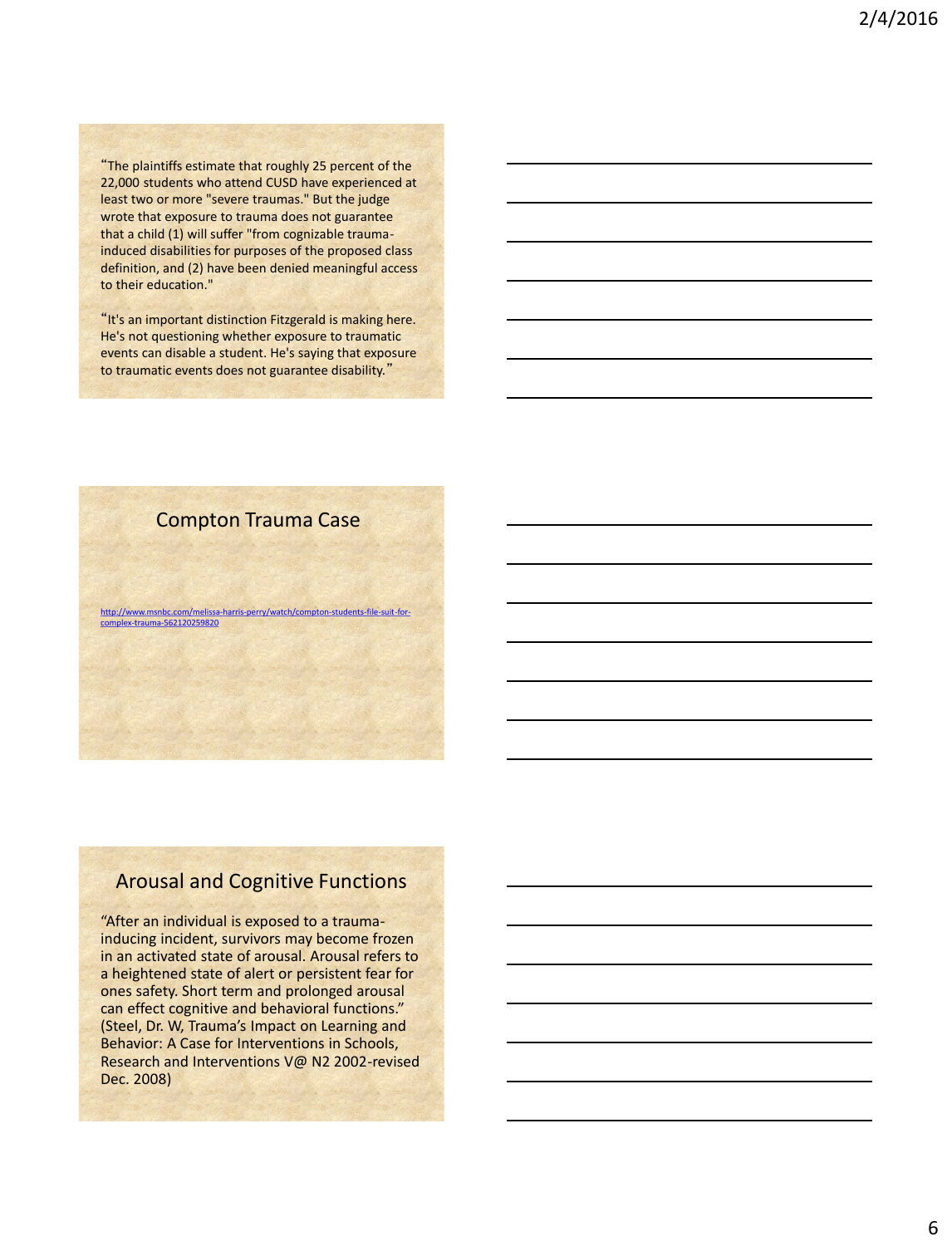"The plaintiffs estimate that roughly 25 percent of the 22,000 students who attend CUSD have experienced at least two or more "severe traumas." But the judge wrote that exposure to trauma does not guarantee that a child (1) will suffer "from cognizable trauma-induced disabilities for purposes of the proposed class definition, and (2) have been denied meaningful access to their education."

"It's an important distinction Fitzgerald is making here. He's not questioning whether exposure to traumatic events can disable a student. He's saying that exposure to traumatic events does not guarantee disability."

## Compton Trauma Case

http://www.msnbc.com/melissa-harris-perry/watch/compton-students-file-suit-for-complex-trauma-562120259820

## Arousal and Cognitive Functions

"After an individual is exposed to a trauma-inducing incident, survivors may become frozen in an activated state of arousal. Arousal refers to a heightened state of alert or persistent fear for ones safety. Short term and prolonged arousal can effect cognitive and behavioral functions." (Steel, Dr. W, Trauma's Impact on Learning and Behavior: A Case for Interventions in Schools, Research and Interventions V@ N2 2002-revised Dec. 2008)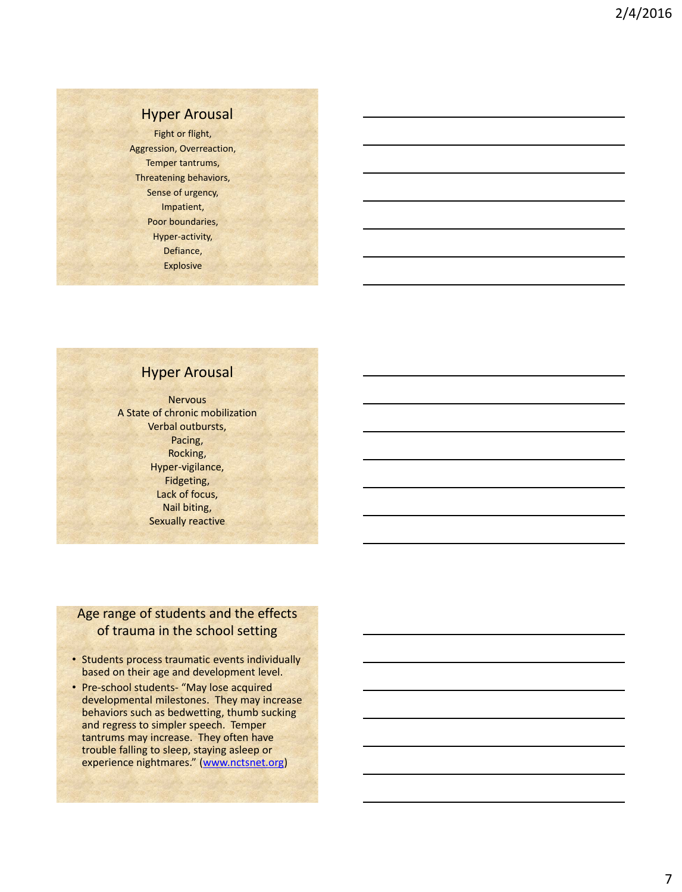## Hyper Arousal

Fight or flight,
Aggression, Overreaction,
Temper tantrums,
Threatening behaviors,
Sense of urgency,
Impatient,
Poor boundaries,
Hyper-activity,
Defiance,
Explosive

## Hyper Arousal

Nervous
A State of chronic mobilization
Verbal outbursts,
Pacing,
Rocking,
Hyper-vigilance,
Fidgeting,
Lack of focus,
Nail biting,
Sexually reactive

## Age range of students and the effects of trauma in the school setting

- Students process traumatic events individually based on their age and development level.
- Pre-school students- "May lose acquired developmental milestones. They may increase behaviors such as bedwetting, thumb sucking and regress to simpler speech. Temper tantrums may increase. They often have trouble falling to sleep, staying asleep or experience nightmares." (www.nctsnet.org)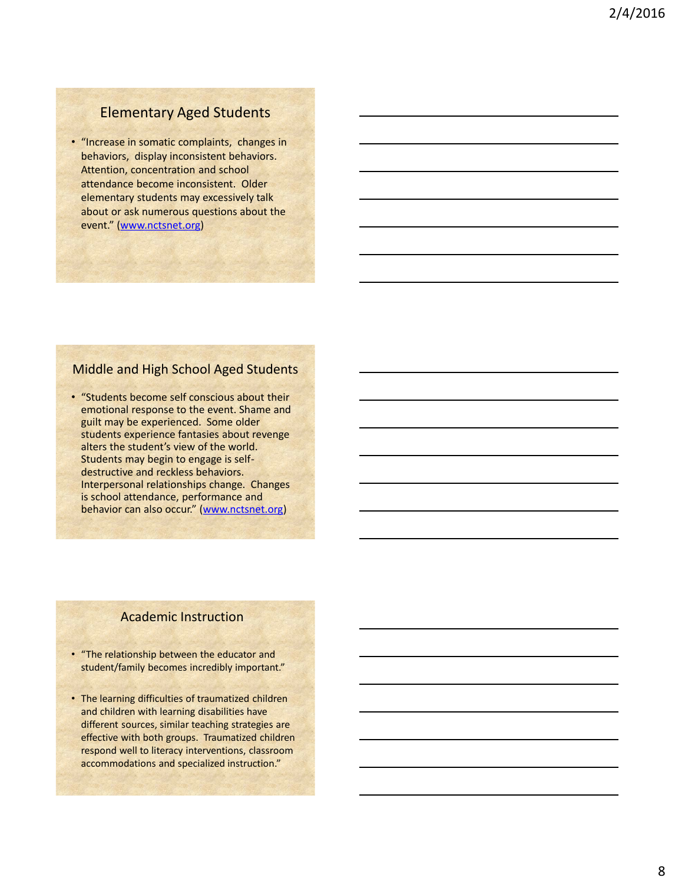## Elementary Aged Students

- "Increase in somatic complaints, changes in behaviors, display inconsistent behaviors. Attention, concentration and school attendance become inconsistent. Older elementary students may excessively talk about or ask numerous questions about the event." (www.nctsnet.org)

## Middle and High School Aged Students

- "Students become self conscious about their emotional response to the event. Shame and guilt may be experienced. Some older students experience fantasies about revenge alters the student's view of the world. Students may begin to engage is self-destructive and reckless behaviors. Interpersonal relationships change. Changes is school attendance, performance and behavior can also occur." (www.nctsnet.org)

## Academic Instruction

- "The relationship between the educator and student/family becomes incredibly important."

- The learning difficulties of traumatized children and children with learning disabilities have different sources, similar teaching strategies are effective with both groups. Traumatized children respond well to literacy interventions, classroom accommodations and specialized instruction."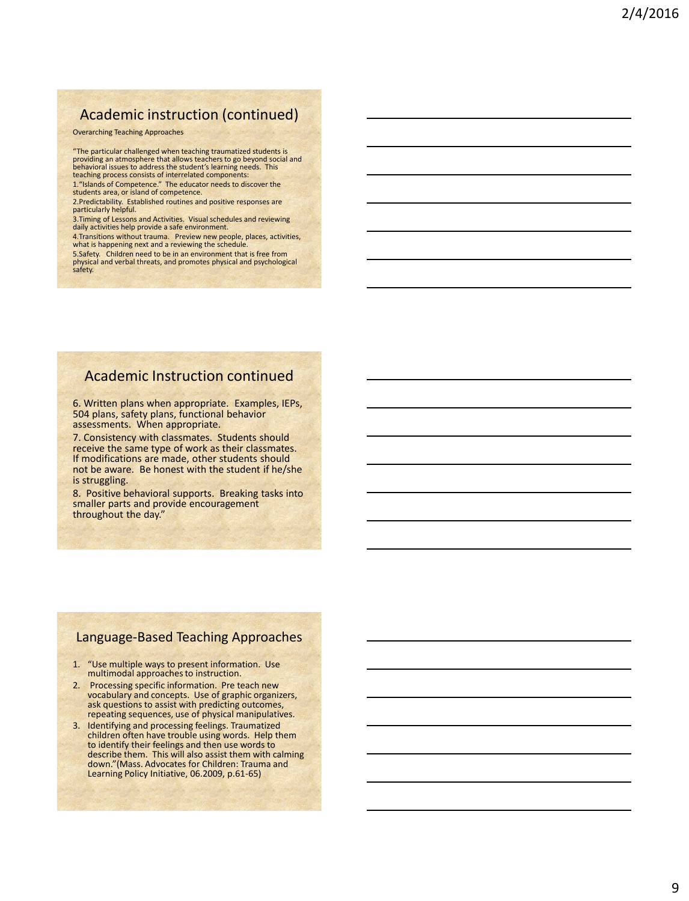## Academic instruction (continued)

Overarching Teaching Approaches

"The particular challenged when teaching traumatized students is providing an atmosphere that allows teachers to go beyond social and behavioral issues to address the student's learning needs. This teaching process consists of interrelated components:

1. "Islands of Competence." The educator needs to discover the students area, or island of competence.
2. Predictability. Established routines and positive responses are particularly helpful.
3. Timing of Lessons and Activities. Visual schedules and reviewing daily activities help provide a safe environment.
4. Transitions without trauma. Preview new people, places, activities, what is happening next and a reviewing the schedule.
5. Safety. Children need to be in an environment that is free from physical and verbal threats, and promotes physical and psychological safety.

## Academic Instruction continued

6. Written plans when appropriate. Examples, IEPs, 504 plans, safety plans, functional behavior assessments. When appropriate.
7. Consistency with classmates. Students should receive the same type of work as their classmates. If modifications are made, other students should not be aware. Be honest with the student if he/she is struggling.
8. Positive behavioral supports. Breaking tasks into smaller parts and provide encouragement throughout the day."

## Language-Based Teaching Approaches

1. "Use multiple ways to present information. Use multimodal approaches to instruction.
2. Processing specific information. Pre teach new vocabulary and concepts. Use of graphic organizers, ask questions to assist with predicting outcomes, repeating sequences, use of physical manipulatives.
3. Identifying and processing feelings. Traumatized children often have trouble using words. Help them to identify their feelings and then use words to describe them. This will also assist them with calming down."(Mass. Advocates for Children: Trauma and Learning Policy Initiative, 06.2009, p.61-65)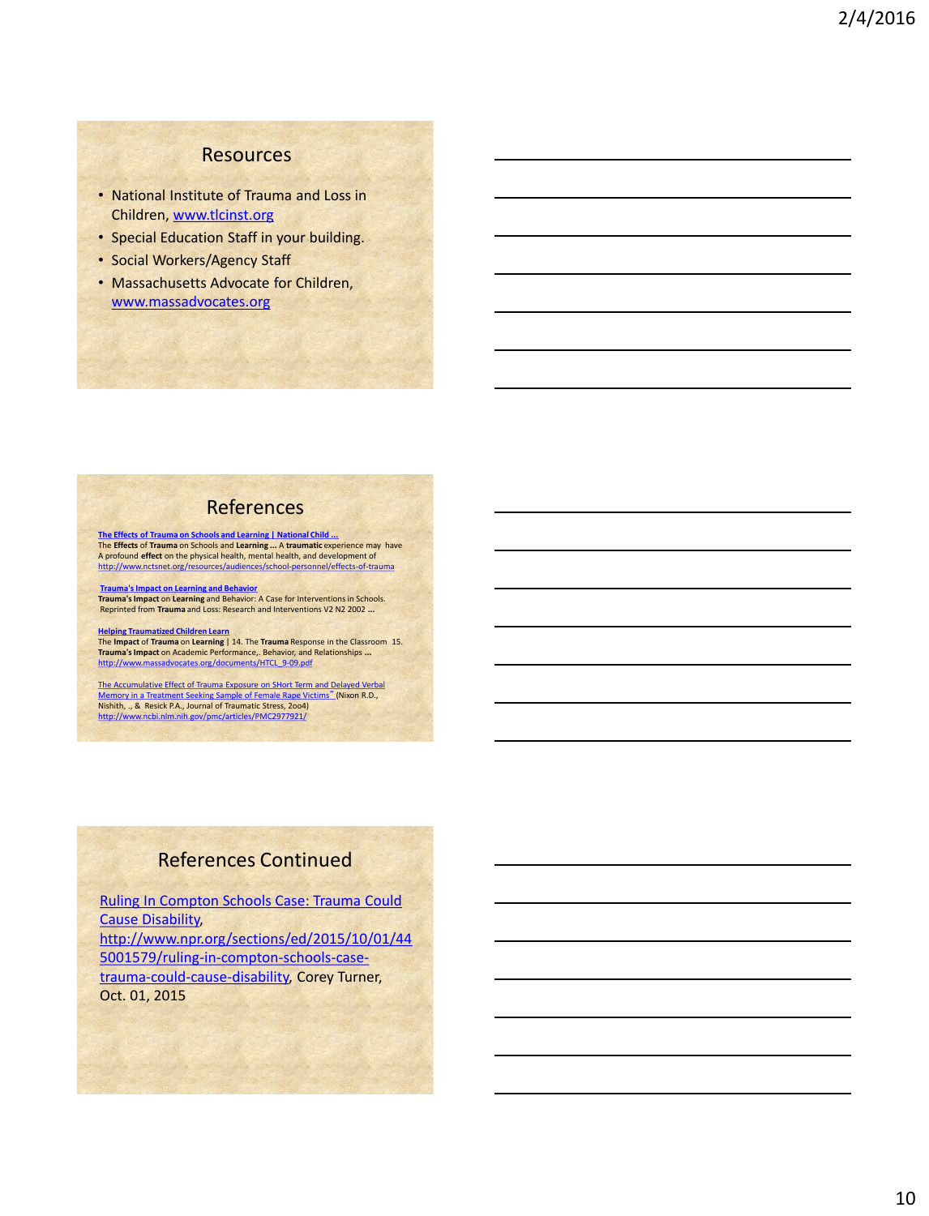## Resources

- National Institute of Trauma and Loss in Children, www.tlcinst.org
- Special Education Staff in your building.
- Social Workers/Agency Staff
- Massachusetts Advocate for Children, www.massadvocates.org

## References

**The Effects of Trauma on Schools and Learning | National Child ...**
The **Effects** of **Trauma** on Schools and **Learning ...** A **traumatic** experience may have A profound **effect** on the physical health, mental health, and development of
http://www.nctsnet.org/resources/audiences/school-personnel/effects-of-trauma

**Trauma's Impact on Learning and Behavior**
**Trauma's Impact** on **Learning** and Behavior: A Case for Interventions in Schools. Reprinted from **Trauma** and Loss: Research and Interventions V2 N2 2002 **...**

**Helping Traumatized Children Learn**
The **Impact** of **Trauma** on **Learning** | 14. The **Trauma** Response in the Classroom 15. **Trauma's Impact** on Academic Performance,. Behavior, and Relationships **...**
http://www.massadvocates.org/documents/HTCL_9-09.pdf

The Accumulative Effect of Trauma Exposure on SHort Term and Delayed Verbal Memory in a Treatment Seeking Sample of Female Rape Victims" (Nixon R.D., Nishith, ., & Resick P.A., Journal of Traumatic Stress, 2oo4)
http://www.ncbi.nlm.nih.gov/pmc/articles/PMC2977921/

## References Continued

Ruling In Compton Schools Case: Trauma Could Cause Disability, http://www.npr.org/sections/ed/2015/10/01/445001579/ruling-in-compton-schools-case-trauma-could-cause-disability, Corey Turner, Oct. 01, 2015